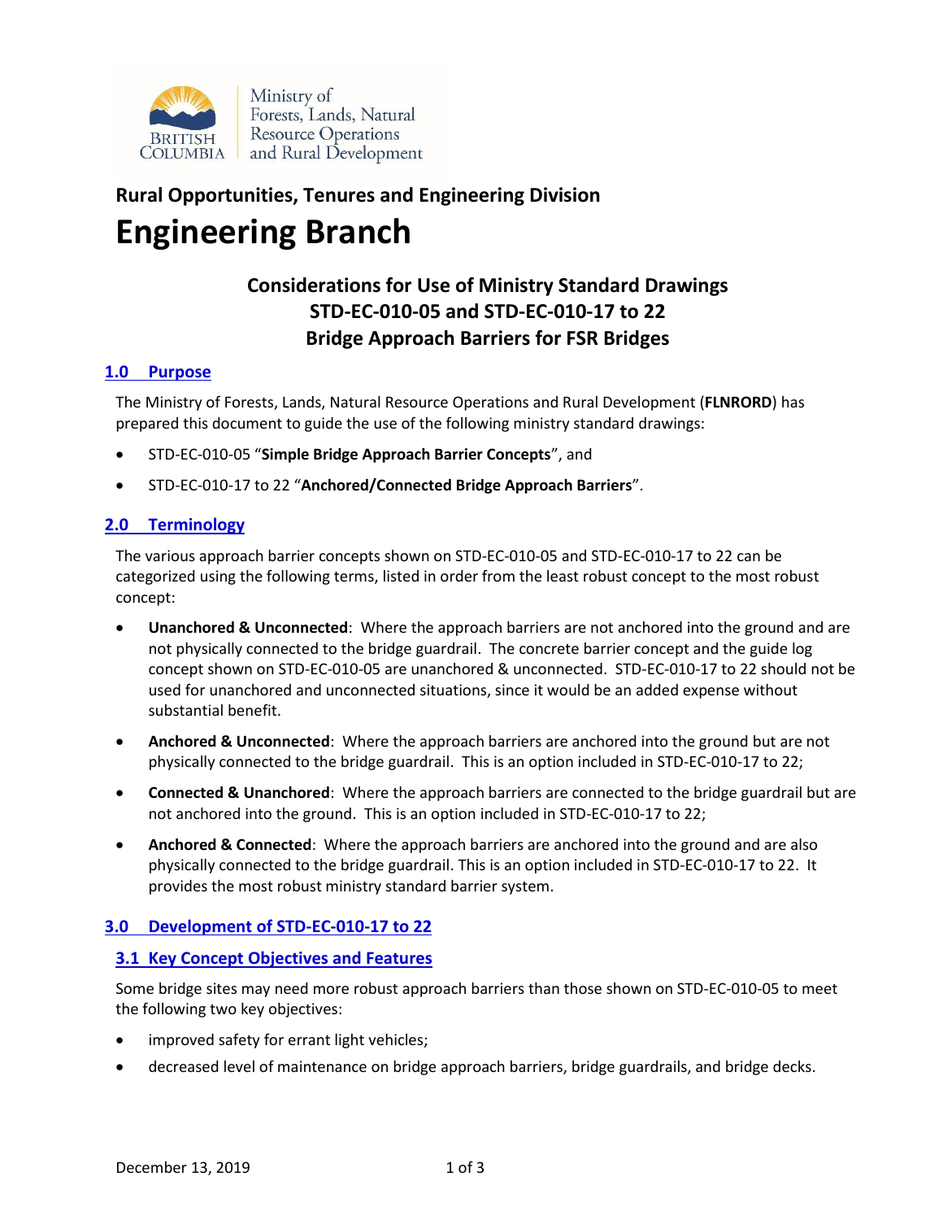Ministry of Forests, Lands, Natural Resource Operations and Rural Development

## Rural Opportunities, Tenures and Engineering Division

# Engineering Branch

## Considerations for Use of Ministry Standard Drawings STD-EC-010-05 and STD-EC-010-17 to 22 Bridge Approach Barriers for FSR Bridges

### 1.0 Purpose

The Ministry of Forests, Lands, Natural Resource Operations and Rural Development (**FLNRORD**) has prepared this document to guide the use of the following ministry standard drawings:

- STD-EC-010-05 "**Simple Bridge Approach Barrier Concepts**", and
- STD-EC-010-17 to 22 "**Anchored/Connected Bridge Approach Barriers**".

### 2.0 Terminology

The various approach barrier concepts shown on STD-EC-010-05 and STD-EC-010-17 to 22 can be categorized using the following terms, listed in order from the least robust concept to the most robust concept:

- **Unanchored & Unconnected**: Where the approach barriers are not anchored into the ground and are not physically connected to the bridge guardrail. The concrete barrier concept and the guide log concept shown on STD-EC-010-05 are unanchored & unconnected. STD-EC-010-17 to 22 should not be used for unanchored and unconnected situations, since it would be an added expense without substantial benefit.
- **Anchored & Unconnected**: Where the approach barriers are anchored into the ground but are not physically connected to the bridge guardrail. This is an option included in STD-EC-010-17 to 22;
- **Connected & Unanchored**: Where the approach barriers are connected to the bridge guardrail but are not anchored into the ground. This is an option included in STD-EC-010-17 to 22;
- **Anchored & Connected**: Where the approach barriers are anchored into the ground and are also physically connected to the bridge guardrail. This is an option included in STD-EC-010-17 to 22. It provides the most robust ministry standard barrier system.

### 3.0 Development of STD-EC-010-17 to 22

#### 3.1 Key Concept Objectives and Features

Some bridge sites may need more robust approach barriers than those shown on STD-EC-010-05 to meet the following two key objectives:

- improved safety for errant light vehicles;
- decreased level of maintenance on bridge approach barriers, bridge guardrails, and bridge decks.

December 13, 2019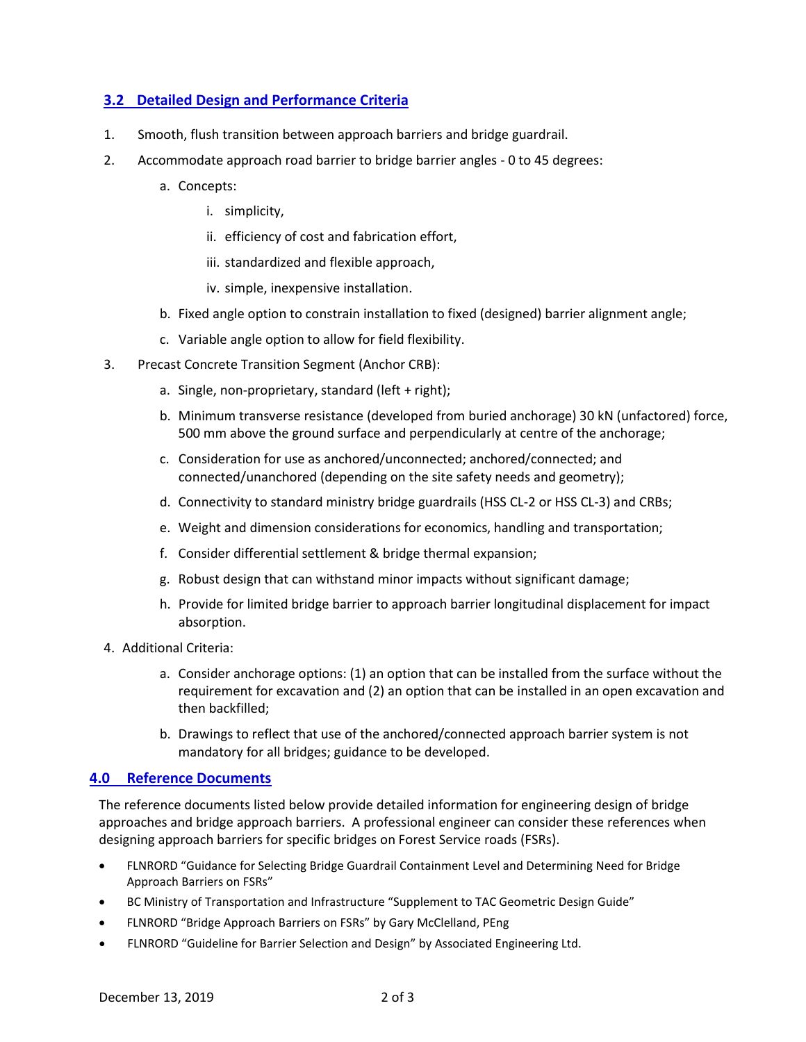## 3.2 Detailed Design and Performance Criteria

1. Smooth, flush transition between approach barriers and bridge guardrail.
2. Accommodate approach road barrier to bridge barrier angles - 0 to 45 degrees:
   a. Concepts:
      i. simplicity,
      ii. efficiency of cost and fabrication effort,
      iii. standardized and flexible approach,
      iv. simple, inexpensive installation.
   b. Fixed angle option to constrain installation to fixed (designed) barrier alignment angle;
   c. Variable angle option to allow for field flexibility.
3. Precast Concrete Transition Segment (Anchor CRB):
   a. Single, non-proprietary, standard (left + right);
   b. Minimum transverse resistance (developed from buried anchorage) 30 kN (unfactored) force, 500 mm above the ground surface and perpendicularly at centre of the anchorage;
   c. Consideration for use as anchored/unconnected; anchored/connected; and connected/unanchored (depending on the site safety needs and geometry);
   d. Connectivity to standard ministry bridge guardrails (HSS CL-2 or HSS CL-3) and CRBs;
   e. Weight and dimension considerations for economics, handling and transportation;
   f. Consider differential settlement & bridge thermal expansion;
   g. Robust design that can withstand minor impacts without significant damage;
   h. Provide for limited bridge barrier to approach barrier longitudinal displacement for impact absorption.
4. Additional Criteria:
   a. Consider anchorage options: (1) an option that can be installed from the surface without the requirement for excavation and (2) an option that can be installed in an open excavation and then backfilled;
   b. Drawings to reflect that use of the anchored/connected approach barrier system is not mandatory for all bridges; guidance to be developed.

## 4.0 Reference Documents

The reference documents listed below provide detailed information for engineering design of bridge approaches and bridge approach barriers. A professional engineer can consider these references when designing approach barriers for specific bridges on Forest Service roads (FSRs).

- FLNRORD "Guidance for Selecting Bridge Guardrail Containment Level and Determining Need for Bridge Approach Barriers on FSRs"
- BC Ministry of Transportation and Infrastructure "Supplement to TAC Geometric Design Guide"
- FLNRORD "Bridge Approach Barriers on FSRs" by Gary McClelland, PEng
- FLNRORD "Guideline for Barrier Selection and Design" by Associated Engineering Ltd.

December 13, 2019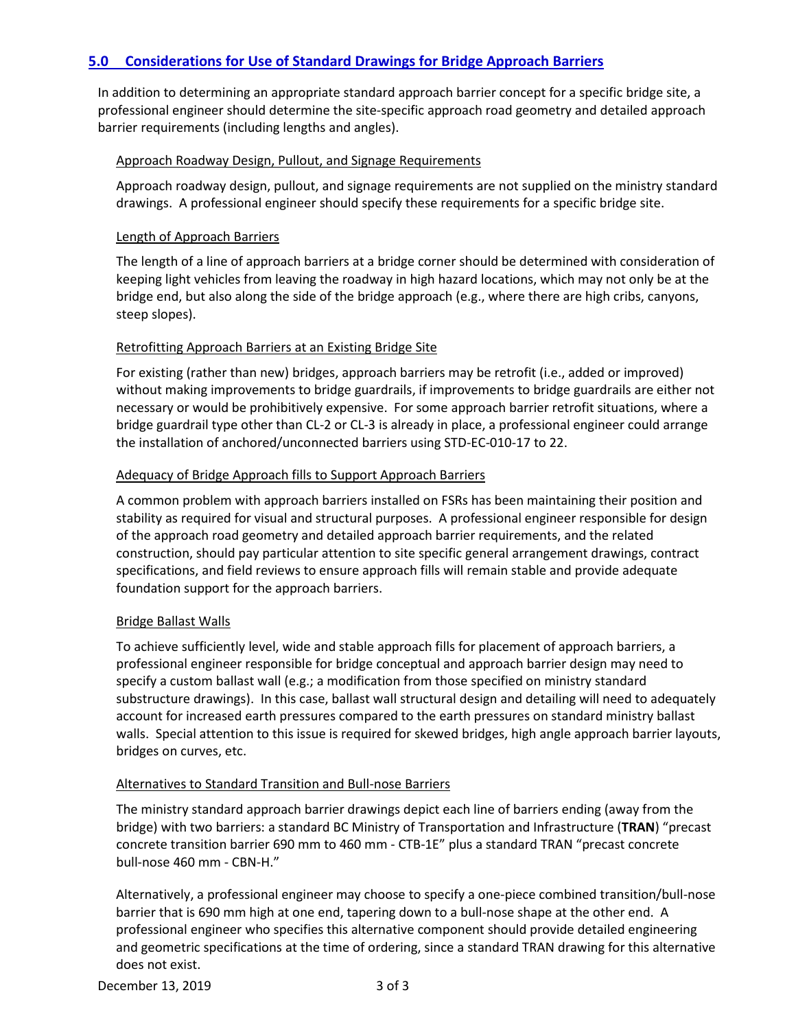## 5.0 Considerations for Use of Standard Drawings for Bridge Approach Barriers

In addition to determining an appropriate standard approach barrier concept for a specific bridge site, a professional engineer should determine the site-specific approach road geometry and detailed approach barrier requirements (including lengths and angles).

### Approach Roadway Design, Pullout, and Signage Requirements

Approach roadway design, pullout, and signage requirements are not supplied on the ministry standard drawings. A professional engineer should specify these requirements for a specific bridge site.

### Length of Approach Barriers

The length of a line of approach barriers at a bridge corner should be determined with consideration of keeping light vehicles from leaving the roadway in high hazard locations, which may not only be at the bridge end, but also along the side of the bridge approach (e.g., where there are high cribs, canyons, steep slopes).

### Retrofitting Approach Barriers at an Existing Bridge Site

For existing (rather than new) bridges, approach barriers may be retrofit (i.e., added or improved) without making improvements to bridge guardrails, if improvements to bridge guardrails are either not necessary or would be prohibitively expensive. For some approach barrier retrofit situations, where a bridge guardrail type other than CL-2 or CL-3 is already in place, a professional engineer could arrange the installation of anchored/unconnected barriers using STD-EC-010-17 to 22.

### Adequacy of Bridge Approach fills to Support Approach Barriers

A common problem with approach barriers installed on FSRs has been maintaining their position and stability as required for visual and structural purposes. A professional engineer responsible for design of the approach road geometry and detailed approach barrier requirements, and the related construction, should pay particular attention to site specific general arrangement drawings, contract specifications, and field reviews to ensure approach fills will remain stable and provide adequate foundation support for the approach barriers.

### Bridge Ballast Walls

To achieve sufficiently level, wide and stable approach fills for placement of approach barriers, a professional engineer responsible for bridge conceptual and approach barrier design may need to specify a custom ballast wall (e.g.; a modification from those specified on ministry standard substructure drawings). In this case, ballast wall structural design and detailing will need to adequately account for increased earth pressures compared to the earth pressures on standard ministry ballast walls. Special attention to this issue is required for skewed bridges, high angle approach barrier layouts, bridges on curves, etc.

### Alternatives to Standard Transition and Bull-nose Barriers

The ministry standard approach barrier drawings depict each line of barriers ending (away from the bridge) with two barriers: a standard BC Ministry of Transportation and Infrastructure (**TRAN**) "precast concrete transition barrier 690 mm to 460 mm - CTB-1E" plus a standard TRAN "precast concrete bull-nose 460 mm - CBN-H."

Alternatively, a professional engineer may choose to specify a one-piece combined transition/bull-nose barrier that is 690 mm high at one end, tapering down to a bull-nose shape at the other end. A professional engineer who specifies this alternative component should provide detailed engineering and geometric specifications at the time of ordering, since a standard TRAN drawing for this alternative does not exist.

December 13, 2019